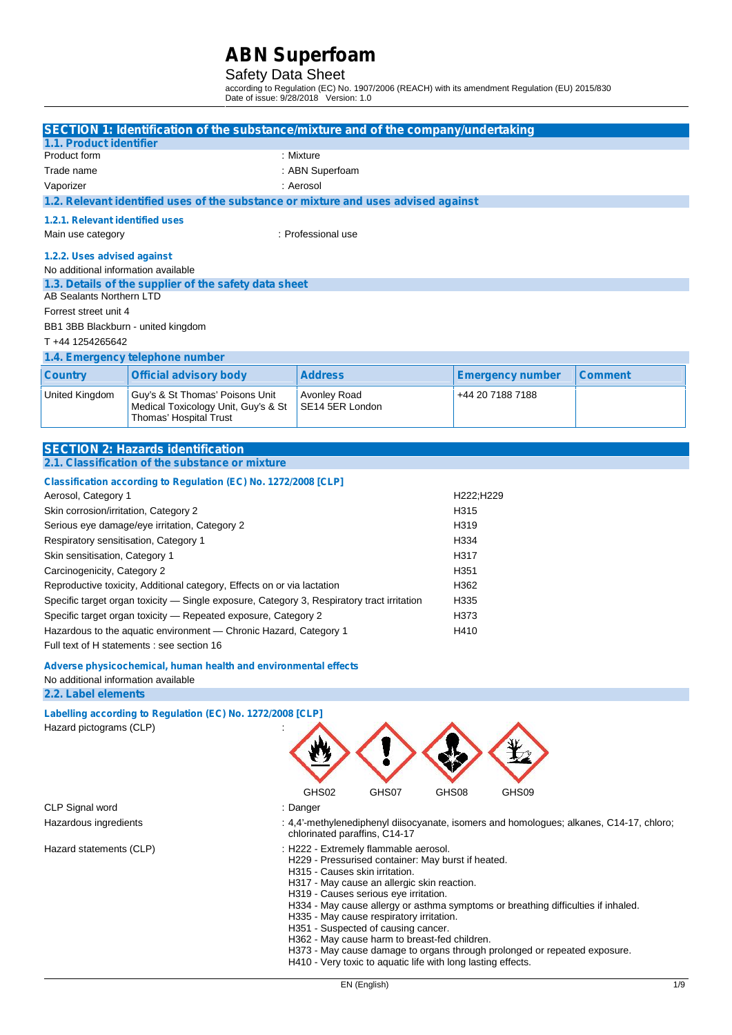# ABN Superfoam

Safety Data Sheet

according to Regulation (EC) No. 1907/2006 (REACH) with its amendment Regulation (EU) 2015/830
Date of issue: 9/28/2018 Version: 1.0

## SECTION 1: Identification of the substance/mixture and of the company/undertaking

### 1.1. Product identifier

Product form : Mixture

Trade name : ABN Superfoam

Vaporizer : Aerosol

### 1.2. Relevant identified uses of the substance or mixture and uses advised against

#### 1.2.1. Relevant identified uses

Main use category : Professional use

#### 1.2.2. Uses advised against

No additional information available

### 1.3. Details of the supplier of the safety data sheet

AB Sealants Northern LTD

Forrest street unit 4

BB1 3BB Blackburn - united kingdom

T +44 1254265642

### 1.4. Emergency telephone number

| Country | Official advisory body | Address | Emergency number | Comment |
|---|---|---|---|---|
| United Kingdom | Guy's & St Thomas' Poisons Unit Medical Toxicology Unit, Guy's & St Thomas' Hospital Trust | Avonley Road SE14 5ER London | +44 20 7188 7188 | |

## SECTION 2: Hazards identification

### 2.1. Classification of the substance or mixture

#### Classification according to Regulation (EC) No. 1272/2008 [CLP]

| Classification | H statements |
|---|---|
| Aerosol, Category 1 | H222;H229 |
| Skin corrosion/irritation, Category 2 | H315 |
| Serious eye damage/eye irritation, Category 2 | H319 |
| Respiratory sensitisation, Category 1 | H334 |
| Skin sensitisation, Category 1 | H317 |
| Carcinogenicity, Category 2 | H351 |
| Reproductive toxicity, Additional category, Effects on or via lactation | H362 |
| Specific target organ toxicity — Single exposure, Category 3, Respiratory tract irritation | H335 |
| Specific target organ toxicity — Repeated exposure, Category 2 | H373 |
| Hazardous to the aquatic environment — Chronic Hazard, Category 1 | H410 |

Full text of H statements : see section 16

#### Adverse physicochemical, human health and environmental effects

No additional information available

### 2.2. Label elements

#### Labelling according to Regulation (EC) No. 1272/2008 [CLP]

Hazard pictograms (CLP) : GHS02 GHS07 GHS08 GHS09

CLP Signal word : Danger

Hazardous ingredients : 4,4'-methylenediphenyl diisocyanate, isomers and homologues; alkanes, C14-17, chloro; chlorinated paraffins, C14-17

Hazard statements (CLP) :
H222 - Extremely flammable aerosol.
H229 - Pressurised container: May burst if heated.
H315 - Causes skin irritation.
H317 - May cause an allergic skin reaction.
H319 - Causes serious eye irritation.
H334 - May cause allergy or asthma symptoms or breathing difficulties if inhaled.
H335 - May cause respiratory irritation.
H351 - Suspected of causing cancer.
H362 - May cause harm to breast-fed children.
H373 - May cause damage to organs through prolonged or repeated exposure.
H410 - Very toxic to aquatic life with long lasting effects.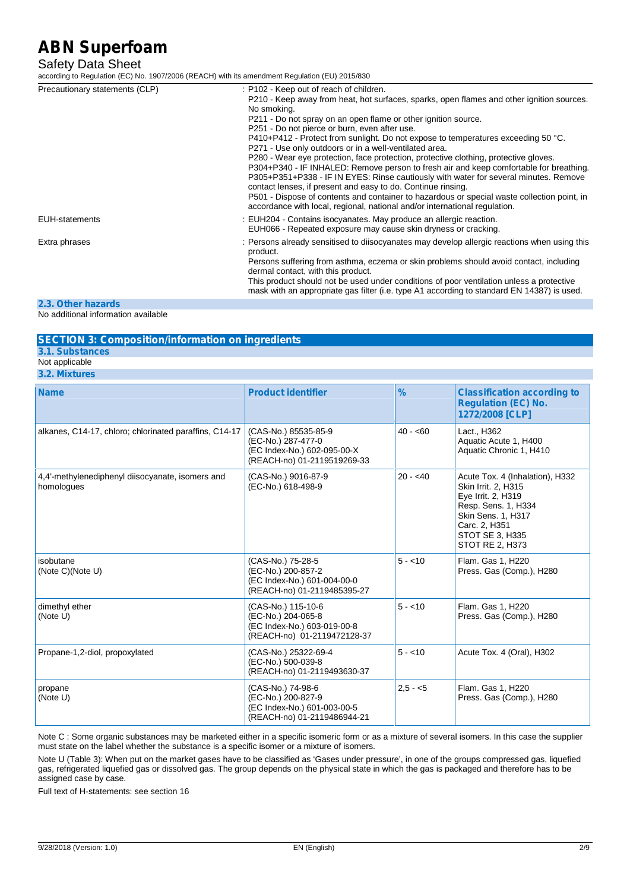| | |
|---|---|
| Precautionary statements (CLP) | : P102 - Keep out of reach of children.<br>P210 - Keep away from heat, hot surfaces, sparks, open flames and other ignition sources. No smoking.<br>P211 - Do not spray on an open flame or other ignition source.<br>P251 - Do not pierce or burn, even after use.<br>P410+P412 - Protect from sunlight. Do not expose to temperatures exceeding 50 °C.<br>P271 - Use only outdoors or in a well-ventilated area.<br>P280 - Wear eye protection, face protection, protective clothing, protective gloves.<br>P304+P340 - IF INHALED: Remove person to fresh air and keep comfortable for breathing.<br>P305+P351+P338 - IF IN EYES: Rinse cautiously with water for several minutes. Remove contact lenses, if present and easy to do. Continue rinsing.<br>P501 - Dispose of contents and container to hazardous or special waste collection point, in accordance with local, regional, national and/or international regulation. |
| EUH-statements | : EUH204 - Contains isocyanates. May produce an allergic reaction.<br>EUH066 - Repeated exposure may cause skin dryness or cracking. |
| Extra phrases | : Persons already sensitised to diisocyanates may develop allergic reactions when using this product.<br>Persons suffering from asthma, eczema or skin problems should avoid contact, including dermal contact, with this product.<br>This product should not be used under conditions of poor ventilation unless a protective mask with an appropriate gas filter (i.e. type A1 according to standard EN 14387) is used. |

### 2.3. Other hazards

No additional information available

## SECTION 3: Composition/information on ingredients

### 3.1. Substances

Not applicable

### 3.2. Mixtures

| Name | Product identifier | % | Classification according to Regulation (EC) No. 1272/2008 [CLP] |
|---|---|---|---|
| alkanes, C14-17, chloro; chlorinated paraffins, C14-17 | (CAS-No.) 85535-85-9<br>(EC-No.) 287-477-0<br>(EC Index-No.) 602-095-00-X<br>(REACH-no) 01-2119519269-33 | 40 - <60 | Lact., H362<br>Aquatic Acute 1, H400<br>Aquatic Chronic 1, H410 |
| 4,4'-methylenediphenyl diisocyanate, isomers and homologues | (CAS-No.) 9016-87-9<br>(EC-No.) 618-498-9 | 20 - <40 | Acute Tox. 4 (Inhalation), H332<br>Skin Irrit. 2, H315<br>Eye Irrit. 2, H319<br>Resp. Sens. 1, H334<br>Skin Sens. 1, H317<br>Carc. 2, H351<br>STOT SE 3, H335<br>STOT RE 2, H373 |
| isobutane<br>(Note C)(Note U) | (CAS-No.) 75-28-5<br>(EC-No.) 200-857-2<br>(EC Index-No.) 601-004-00-0<br>(REACH-no) 01-2119485395-27 | 5 - <10 | Flam. Gas 1, H220<br>Press. Gas (Comp.), H280 |
| dimethyl ether<br>(Note U) | (CAS-No.) 115-10-6<br>(EC-No.) 204-065-8<br>(EC Index-No.) 603-019-00-8<br>(REACH-no) 01-2119472128-37 | 5 - <10 | Flam. Gas 1, H220<br>Press. Gas (Comp.), H280 |
| Propane-1,2-diol, propoxylated | (CAS-No.) 25322-69-4<br>(EC-No.) 500-039-8<br>(REACH-no) 01-2119493630-37 | 5 - <10 | Acute Tox. 4 (Oral), H302 |
| propane<br>(Note U) | (CAS-No.) 74-98-6<br>(EC-No.) 200-827-9<br>(EC Index-No.) 601-003-00-5<br>(REACH-no) 01-2119486944-21 | 2,5 - <5 | Flam. Gas 1, H220<br>Press. Gas (Comp.), H280 |

Note C : Some organic substances may be marketed either in a specific isomeric form or as a mixture of several isomers. In this case the supplier must state on the label whether the substance is a specific isomer or a mixture of isomers.

Note U (Table 3): When put on the market gases have to be classified as 'Gases under pressure', in one of the groups compressed gas, liquefied gas, refrigerated liquefied gas or dissolved gas. The group depends on the physical state in which the gas is packaged and therefore has to be assigned case by case.

Full text of H-statements: see section 16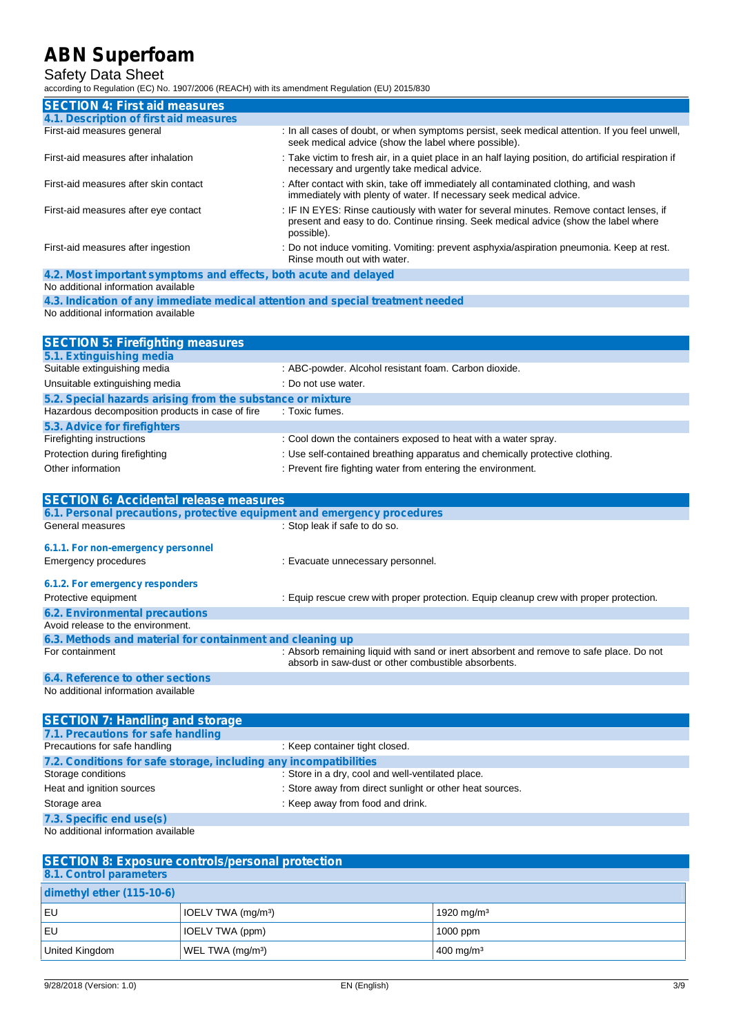## SECTION 4: First aid measures

### 4.1. Description of first aid measures

| | |
|---|---|
| First-aid measures general | : In all cases of doubt, or when symptoms persist, seek medical attention. If you feel unwell, seek medical advice (show the label where possible). |
| First-aid measures after inhalation | : Take victim to fresh air, in a quiet place in an half laying position, do artificial respiration if necessary and urgently take medical advice. |
| First-aid measures after skin contact | : After contact with skin, take off immediately all contaminated clothing, and wash immediately with plenty of water. If necessary seek medical advice. |
| First-aid measures after eye contact | : IF IN EYES: Rinse cautiously with water for several minutes. Remove contact lenses, if present and easy to do. Continue rinsing. Seek medical advice (show the label where possible). |
| First-aid measures after ingestion | : Do not induce vomiting. Vomiting: prevent asphyxia/aspiration pneumonia. Keep at rest. Rinse mouth out with water. |

### 4.2. Most important symptoms and effects, both acute and delayed

No additional information available

### 4.3. Indication of any immediate medical attention and special treatment needed

No additional information available

## SECTION 5: Firefighting measures

### 5.1. Extinguishing media

| | |
|---|---|
| Suitable extinguishing media | : ABC-powder. Alcohol resistant foam. Carbon dioxide. |
| Unsuitable extinguishing media | : Do not use water. |

### 5.2. Special hazards arising from the substance or mixture

| | |
|---|---|
| Hazardous decomposition products in case of fire | : Toxic fumes. |

### 5.3. Advice for firefighters

| | |
|---|---|
| Firefighting instructions | : Cool down the containers exposed to heat with a water spray. |
| Protection during firefighting | : Use self-contained breathing apparatus and chemically protective clothing. |
| Other information | : Prevent fire fighting water from entering the environment. |

## SECTION 6: Accidental release measures

### 6.1. Personal precautions, protective equipment and emergency procedures

| | |
|---|---|
| General measures | : Stop leak if safe to do so. |

#### 6.1.1. For non-emergency personnel

| | |
|---|---|
| Emergency procedures | : Evacuate unnecessary personnel. |

#### 6.1.2. For emergency responders

| | |
|---|---|
| Protective equipment | : Equip rescue crew with proper protection. Equip cleanup crew with proper protection. |

### 6.2. Environmental precautions

Avoid release to the environment.

### 6.3. Methods and material for containment and cleaning up

| | |
|---|---|
| For containment | : Absorb remaining liquid with sand or inert absorbent and remove to safe place. Do not absorb in saw-dust or other combustible absorbents. |

### 6.4. Reference to other sections

No additional information available

## SECTION 7: Handling and storage

### 7.1. Precautions for safe handling

| | |
|---|---|
| Precautions for safe handling | : Keep container tight closed. |

### 7.2. Conditions for safe storage, including any incompatibilities

| | |
|---|---|
| Storage conditions | : Store in a dry, cool and well-ventilated place. |
| Heat and ignition sources | : Store away from direct sunlight or other heat sources. |
| Storage area | : Keep away from food and drink. |

### 7.3. Specific end use(s)

No additional information available

## SECTION 8: Exposure controls/personal protection

### 8.1. Control parameters

| dimethyl ether (115-10-6) | | |
|---|---|---|
| EU | IOELV TWA (mg/m³) | 1920 mg/m³ |
| EU | IOELV TWA (ppm) | 1000 ppm |
| United Kingdom | WEL TWA (mg/m³) | 400 mg/m³ |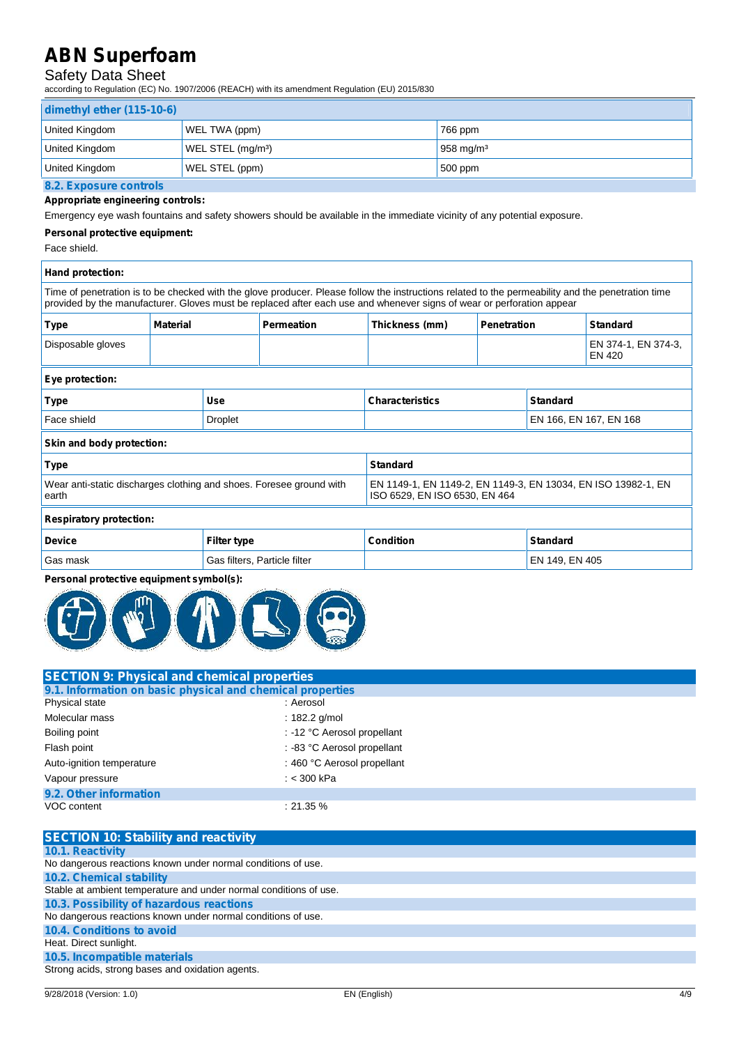| dimethyl ether (115-10-6) | | |
|---|---|---|
| United Kingdom | WEL TWA (ppm) | 766 ppm |
| United Kingdom | WEL STEL ($mg/m^3$) | 958 $mg/m^3$ |
| United Kingdom | WEL STEL (ppm) | 500 ppm |

### 8.2. Exposure controls

**Appropriate engineering controls:**

Emergency eye wash fountains and safety showers should be available in the immediate vicinity of any potential exposure.

**Personal protective equipment:**

Face shield.

**Hand protection:**

Time of penetration is to be checked with the glove producer. Please follow the instructions related to the permeability and the penetration time provided by the manufacturer. Gloves must be replaced after each use and whenever signs of wear or perforation appear

| Type | Material | Permeation | Thickness (mm) | Penetration | Standard |
|---|---|---|---|---|---|
| Disposable gloves | | | | | EN 374-1, EN 374-3, EN 420 |

**Eye protection:**

| Type | Use | Characteristics | Standard |
|---|---|---|---|
| Face shield | Droplet | | EN 166, EN 167, EN 168 |

**Skin and body protection:**

| Type | Standard |
|---|---|
| Wear anti-static discharges clothing and shoes. Foresee ground with earth | EN 1149-1, EN 1149-2, EN 1149-3, EN 13034, EN ISO 13982-1, EN ISO 6529, EN ISO 6530, EN 464 |

**Respiratory protection:**

| Device | Filter type | Condition | Standard |
|---|---|---|---|
| Gas mask | Gas filters, Particle filter | | EN 149, EN 405 |

**Personal protective equipment symbol(s):**

## SECTION 9: Physical and chemical properties

### 9.1. Information on basic physical and chemical properties

| | |
|---|---|
| Physical state | : Aerosol |
| Molecular mass | : 182.2 g/mol |
| Boiling point | : -12 °C Aerosol propellant |
| Flash point | : -83 °C Aerosol propellant |
| Auto-ignition temperature | : 460 °C Aerosol propellant |
| Vapour pressure | : < 300 kPa |

### 9.2. Other information

| | |
|---|---|
| VOC content | : 21.35 % |

## SECTION 10: Stability and reactivity

### 10.1. Reactivity

No dangerous reactions known under normal conditions of use.

### 10.2. Chemical stability

Stable at ambient temperature and under normal conditions of use.

### 10.3. Possibility of hazardous reactions

No dangerous reactions known under normal conditions of use.

### 10.4. Conditions to avoid

Heat. Direct sunlight.

### 10.5. Incompatible materials

Strong acids, strong bases and oxidation agents.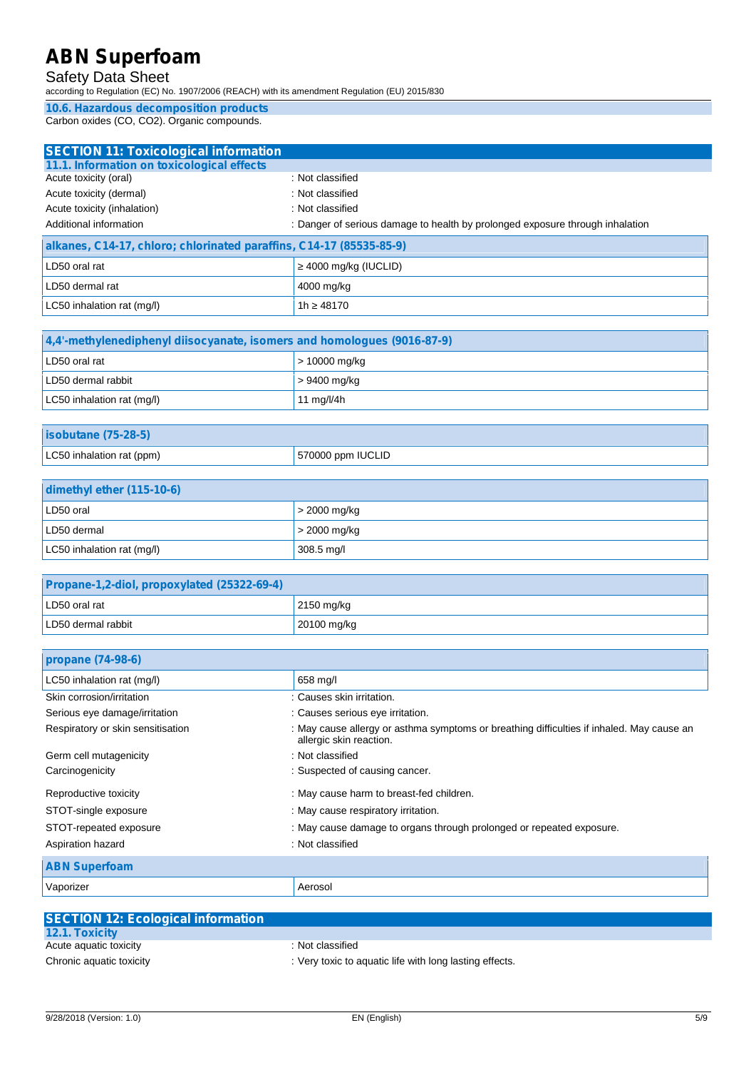### 10.6. Hazardous decomposition products

Carbon oxides (CO, $CO_2$). Organic compounds.

## SECTION 11: Toxicological information

### 11.1. Information on toxicological effects

| | |
|---|---|
| Acute toxicity (oral) | : Not classified |
| Acute toxicity (dermal) | : Not classified |
| Acute toxicity (inhalation) | : Not classified |
| Additional information | : Danger of serious damage to health by prolonged exposure through inhalation |

| alkanes, C14-17, chloro; chlorinated paraffins, C14-17 (85535-85-9) | |
|---|---|
| LD50 oral rat | ≥ 4000 mg/kg (IUCLID) |
| LD50 dermal rat | 4000 mg/kg |
| LC50 inhalation rat (mg/l) | 1h ≥ 48170 |

| 4,4'-methylenediphenyl diisocyanate, isomers and homologues (9016-87-9) | |
|---|---|
| LD50 oral rat | > 10000 mg/kg |
| LD50 dermal rabbit | > 9400 mg/kg |
| LC50 inhalation rat (mg/l) | 11 mg/l/4h |

| isobutane (75-28-5) | |
|---|---|
| LC50 inhalation rat (ppm) | 570000 ppm IUCLID |

| dimethyl ether (115-10-6) | |
|---|---|
| LD50 oral | > 2000 mg/kg |
| LD50 dermal | > 2000 mg/kg |
| LC50 inhalation rat (mg/l) | 308.5 mg/l |

| Propane-1,2-diol, propoxylated (25322-69-4) | |
|---|---|
| LD50 oral rat | 2150 mg/kg |
| LD50 dermal rabbit | 20100 mg/kg |

| propane (74-98-6) | |
|---|---|
| LC50 inhalation rat (mg/l) | 658 mg/l |

| | |
|---|---|
| Skin corrosion/irritation | : Causes skin irritation. |
| Serious eye damage/irritation | : Causes serious eye irritation. |
| Respiratory or skin sensitisation | : May cause allergy or asthma symptoms or breathing difficulties if inhaled. May cause an allergic skin reaction. |
| Germ cell mutagenicity | : Not classified |
| Carcinogenicity | : Suspected of causing cancer. |
| Reproductive toxicity | : May cause harm to breast-fed children. |
| STOT-single exposure | : May cause respiratory irritation. |
| STOT-repeated exposure | : May cause damage to organs through prolonged or repeated exposure. |
| Aspiration hazard | : Not classified |

| ABN Superfoam | |
|---|---|
| Vaporizer | Aerosol |

## SECTION 12: Ecological information

### 12.1. Toxicity

| | |
|---|---|
| Acute aquatic toxicity | : Not classified |
| Chronic aquatic toxicity | : Very toxic to aquatic life with long lasting effects. |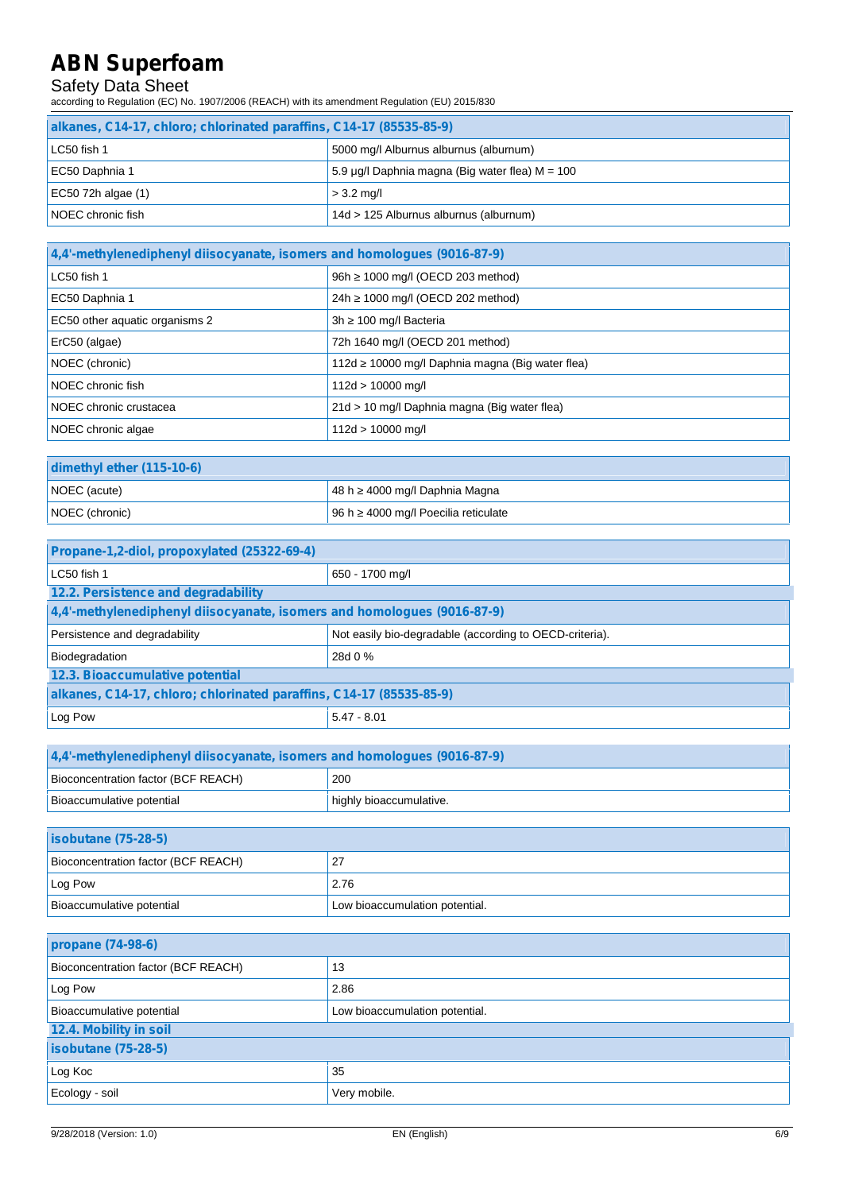| alkanes, C14-17, chloro; chlorinated paraffins, C14-17 (85535-85-9) | |
|---|---|
| LC50 fish 1 | 5000 mg/l Alburnus alburnus (alburnum) |
| EC50 Daphnia 1 | 5.9 µg/l Daphnia magna (Big water flea) M = 100 |
| EC50 72h algae (1) | > 3.2 mg/l |
| NOEC chronic fish | 14d > 125 Alburnus alburnus (alburnum) |

| 4,4'-methylenediphenyl diisocyanate, isomers and homologues (9016-87-9) | |
|---|---|
| LC50 fish 1 | 96h ≥ 1000 mg/l (OECD 203 method) |
| EC50 Daphnia 1 | 24h ≥ 1000 mg/l (OECD 202 method) |
| EC50 other aquatic organisms 2 | 3h ≥ 100 mg/l Bacteria |
| ErC50 (algae) | 72h 1640 mg/l (OECD 201 method) |
| NOEC (chronic) | 112d ≥ 10000 mg/l Daphnia magna (Big water flea) |
| NOEC chronic fish | 112d > 10000 mg/l |
| NOEC chronic crustacea | 21d > 10 mg/l Daphnia magna (Big water flea) |
| NOEC chronic algae | 112d > 10000 mg/l |

| dimethyl ether (115-10-6) | |
|---|---|
| NOEC (acute) | 48 h ≥ 4000 mg/l Daphnia Magna |
| NOEC (chronic) | 96 h ≥ 4000 mg/l Poecilia reticulate |

| Propane-1,2-diol, propoxylated (25322-69-4) | |
|---|---|
| LC50 fish 1 | 650 - 1700 mg/l |

### 12.2. Persistence and degradability

| 4,4'-methylenediphenyl diisocyanate, isomers and homologues (9016-87-9) | |
|---|---|
| Persistence and degradability | Not easily bio-degradable (according to OECD-criteria). |
| Biodegradation | 28d 0 % |

### 12.3. Bioaccumulative potential

| alkanes, C14-17, chloro; chlorinated paraffins, C14-17 (85535-85-9) | |
|---|---|
| Log Pow | 5.47 - 8.01 |

| 4,4'-methylenediphenyl diisocyanate, isomers and homologues (9016-87-9) | |
|---|---|
| Bioconcentration factor (BCF REACH) | 200 |
| Bioaccumulative potential | highly bioaccumulative. |

| isobutane (75-28-5) | |
|---|---|
| Bioconcentration factor (BCF REACH) | 27 |
| Log Pow | 2.76 |
| Bioaccumulative potential | Low bioaccumulation potential. |

| propane (74-98-6) | |
|---|---|
| Bioconcentration factor (BCF REACH) | 13 |
| Log Pow | 2.86 |
| Bioaccumulative potential | Low bioaccumulation potential. |

### 12.4. Mobility in soil

| isobutane (75-28-5) | |
|---|---|
| Log Koc | 35 |
| Ecology - soil | Very mobile. |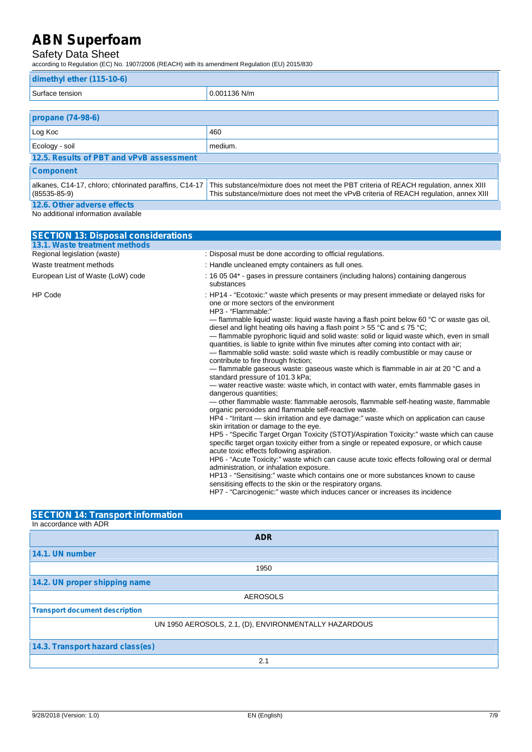| dimethyl ether (115-10-6) | |
|---|---|
| Surface tension | 0.001136 N/m |

| propane (74-98-6) | |
|---|---|
| Log Koc | 460 |
| Ecology - soil | medium. |

### 12.5. Results of PBT and vPvB assessment

| Component | |
|---|---|
| alkanes, C14-17, chloro; chlorinated paraffins, C14-17 (85535-85-9) | This substance/mixture does not meet the PBT criteria of REACH regulation, annex XIII<br>This substance/mixture does not meet the vPvB criteria of REACH regulation, annex XIII |

### 12.6. Other adverse effects

No additional information available

## SECTION 13: Disposal considerations

### 13.1. Waste treatment methods

Regional legislation (waste) : Disposal must be done according to official regulations.

Waste treatment methods : Handle uncleaned empty containers as full ones.

European List of Waste (LoW) code : 16 05 04* - gases in pressure containers (including halons) containing dangerous substances

HP Code : HP14 - "Ecotoxic:" waste which presents or may present immediate or delayed risks for one or more sectors of the environment
HP3 - "Flammable:"
— flammable liquid waste: liquid waste having a flash point below 60 °C or waste gas oil, diesel and light heating oils having a flash point > 55 °C and ≤ 75 °C;
— flammable pyrophoric liquid and solid waste: solid or liquid waste which, even in small quantities, is liable to ignite within five minutes after coming into contact with air;
— flammable solid waste: solid waste which is readily combustible or may cause or contribute to fire through friction;
— flammable gaseous waste: gaseous waste which is flammable in air at 20 °C and a standard pressure of 101.3 kPa;
— water reactive waste: waste which, in contact with water, emits flammable gases in dangerous quantities;
— other flammable waste: flammable aerosols, flammable self-heating waste, flammable organic peroxides and flammable self-reactive waste.
HP4 - "Irritant — skin irritation and eye damage:" waste which on application can cause skin irritation or damage to the eye.
HP5 - "Specific Target Organ Toxicity (STOT)/Aspiration Toxicity:" waste which can cause specific target organ toxicity either from a single or repeated exposure, or which cause acute toxic effects following aspiration.
HP6 - "Acute Toxicity:" waste which can cause acute toxic effects following oral or dermal administration, or inhalation exposure.
HP13 - "Sensitising:" waste which contains one or more substances known to cause sensitising effects to the skin or the respiratory organs.
HP7 - "Carcinogenic:" waste which induces cancer or increases its incidence

## SECTION 14: Transport information

In accordance with ADR

| ADR |
|---|
| **14.1. UN number** |
| 1950 |
| **14.2. UN proper shipping name** |
| AEROSOLS |
| **Transport document description** |
| UN 1950 AEROSOLS, 2.1, (D), ENVIRONMENTALLY HAZARDOUS |
| **14.3. Transport hazard class(es)** |
| 2.1 |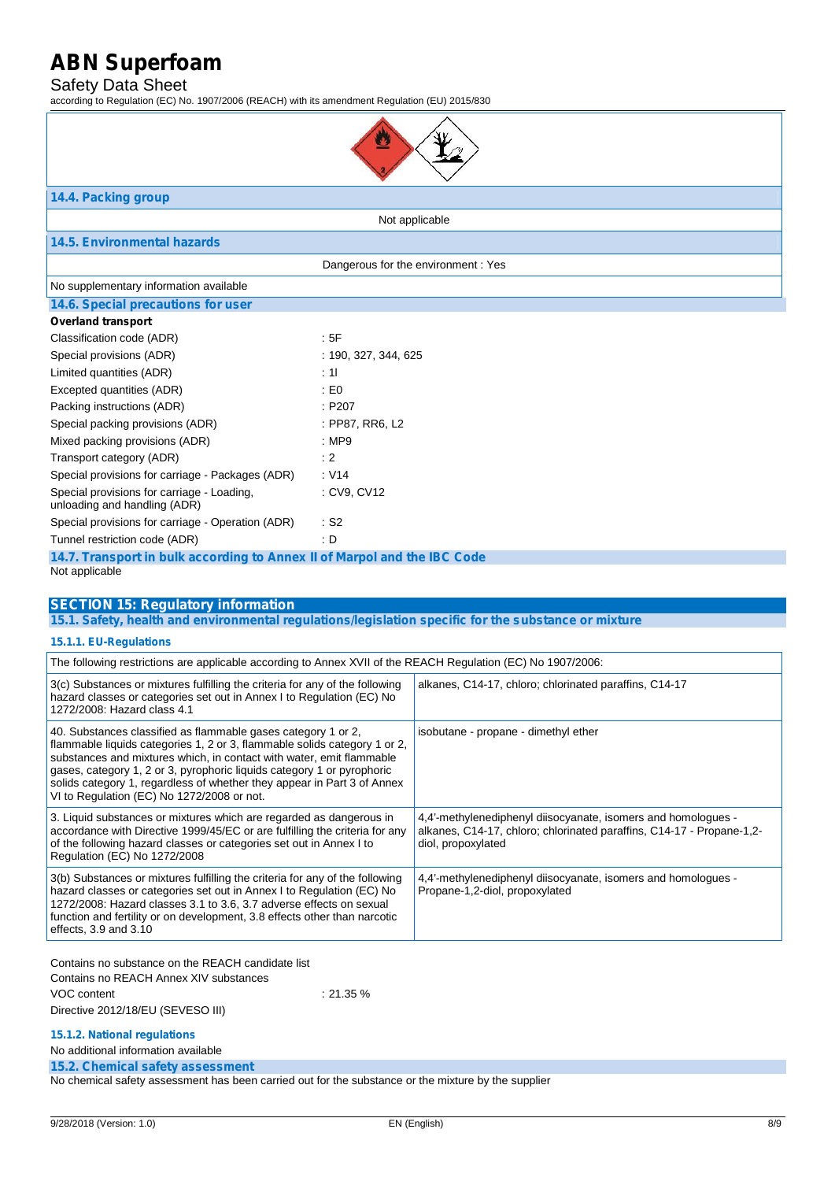### 14.4. Packing group

Not applicable

### 14.5. Environmental hazards

Dangerous for the environment : Yes

No supplementary information available

### 14.6. Special precautions for user

**Overland transport**

| | |
|---|---|
| Classification code (ADR) | : 5F |
| Special provisions (ADR) | : 190, 327, 344, 625 |
| Limited quantities (ADR) | : 1l |
| Excepted quantities (ADR) | : E0 |
| Packing instructions (ADR) | : P207 |
| Special packing provisions (ADR) | : PP87, RR6, L2 |
| Mixed packing provisions (ADR) | : MP9 |
| Transport category (ADR) | : 2 |
| Special provisions for carriage - Packages (ADR) | : V14 |
| Special provisions for carriage - Loading, unloading and handling (ADR) | : CV9, CV12 |
| Special provisions for carriage - Operation (ADR) | : S2 |
| Tunnel restriction code (ADR) | : D |

### 14.7. Transport in bulk according to Annex II of Marpol and the IBC Code

Not applicable

## SECTION 15: Regulatory information

### 15.1. Safety, health and environmental regulations/legislation specific for the substance or mixture

#### 15.1.1. EU-Regulations

| The following restrictions are applicable according to Annex XVII of the REACH Regulation (EC) No 1907/2006: | |
|---|---|
| 3(c) Substances or mixtures fulfilling the criteria for any of the following hazard classes or categories set out in Annex I to Regulation (EC) No 1272/2008: Hazard class 4.1 | alkanes, C14-17, chloro; chlorinated paraffins, C14-17 |
| 40. Substances classified as flammable gases category 1 or 2, flammable liquids categories 1, 2 or 3, flammable solids category 1 or 2, substances and mixtures which, in contact with water, emit flammable gases, category 1, 2 or 3, pyrophoric liquids category 1 or pyrophoric solids category 1, regardless of whether they appear in Part 3 of Annex VI to Regulation (EC) No 1272/2008 or not. | isobutane - propane - dimethyl ether |
| 3. Liquid substances or mixtures which are regarded as dangerous in accordance with Directive 1999/45/EC or are fulfilling the criteria for any of the following hazard classes or categories set out in Annex I to Regulation (EC) No 1272/2008 | 4,4'-methylenediphenyl diisocyanate, isomers and homologues - alkanes, C14-17, chloro; chlorinated paraffins, C14-17 - Propane-1,2-diol, propoxylated |
| 3(b) Substances or mixtures fulfilling the criteria for any of the following hazard classes or categories set out in Annex I to Regulation (EC) No 1272/2008: Hazard classes 3.1 to 3.6, 3.7 adverse effects on sexual function and fertility or on development, 3.8 effects other than narcotic effects, 3.9 and 3.10 | 4,4'-methylenediphenyl diisocyanate, isomers and homologues - Propane-1,2-diol, propoxylated |

Contains no substance on the REACH candidate list

Contains no REACH Annex XIV substances

VOC content : 21.35 %

Directive 2012/18/EU (SEVESO III)

#### 15.1.2. National regulations

No additional information available

### 15.2. Chemical safety assessment

No chemical safety assessment has been carried out for the substance or the mixture by the supplier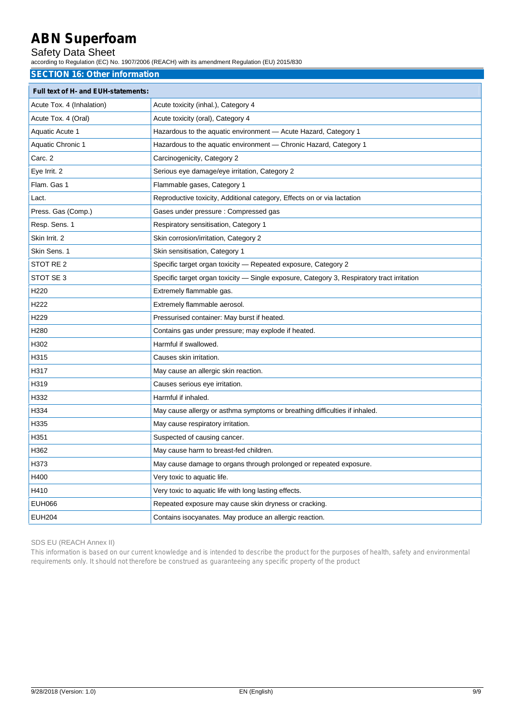# ABN Superfoam

Safety Data Sheet

according to Regulation (EC) No. 1907/2006 (REACH) with its amendment Regulation (EU) 2015/830

## SECTION 16: Other information

| Full text of H- and EUH-statements: | |
|---|---|
| Acute Tox. 4 (Inhalation) | Acute toxicity (inhal.), Category 4 |
| Acute Tox. 4 (Oral) | Acute toxicity (oral), Category 4 |
| Aquatic Acute 1 | Hazardous to the aquatic environment — Acute Hazard, Category 1 |
| Aquatic Chronic 1 | Hazardous to the aquatic environment — Chronic Hazard, Category 1 |
| Carc. 2 | Carcinogenicity, Category 2 |
| Eye Irrit. 2 | Serious eye damage/eye irritation, Category 2 |
| Flam. Gas 1 | Flammable gases, Category 1 |
| Lact. | Reproductive toxicity, Additional category, Effects on or via lactation |
| Press. Gas (Comp.) | Gases under pressure : Compressed gas |
| Resp. Sens. 1 | Respiratory sensitisation, Category 1 |
| Skin Irrit. 2 | Skin corrosion/irritation, Category 2 |
| Skin Sens. 1 | Skin sensitisation, Category 1 |
| STOT RE 2 | Specific target organ toxicity — Repeated exposure, Category 2 |
| STOT SE 3 | Specific target organ toxicity — Single exposure, Category 3, Respiratory tract irritation |
| H220 | Extremely flammable gas. |
| H222 | Extremely flammable aerosol. |
| H229 | Pressurised container: May burst if heated. |
| H280 | Contains gas under pressure; may explode if heated. |
| H302 | Harmful if swallowed. |
| H315 | Causes skin irritation. |
| H317 | May cause an allergic skin reaction. |
| H319 | Causes serious eye irritation. |
| H332 | Harmful if inhaled. |
| H334 | May cause allergy or asthma symptoms or breathing difficulties if inhaled. |
| H335 | May cause respiratory irritation. |
| H351 | Suspected of causing cancer. |
| H362 | May cause harm to breast-fed children. |
| H373 | May cause damage to organs through prolonged or repeated exposure. |
| H400 | Very toxic to aquatic life. |
| H410 | Very toxic to aquatic life with long lasting effects. |
| EUH066 | Repeated exposure may cause skin dryness or cracking. |
| EUH204 | Contains isocyanates. May produce an allergic reaction. |

SDS EU (REACH Annex II)

This information is based on our current knowledge and is intended to describe the product for the purposes of health, safety and environmental requirements only. It should not therefore be construed as guaranteeing any specific property of the product